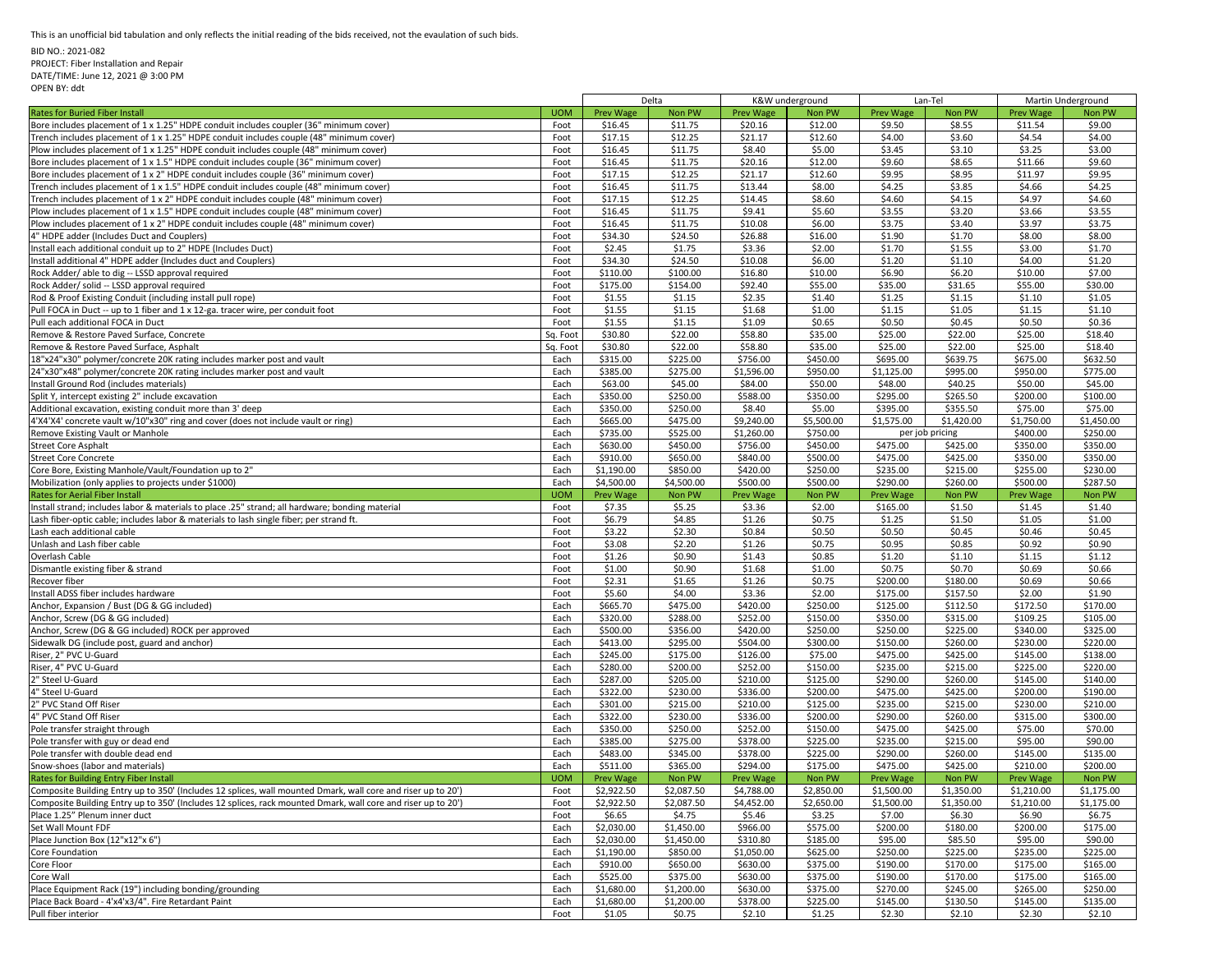This is an unofficial bid tabulation and only reflects the initial reading of the bids received, not the evaulation of such bids.

BID NO.: 2021-082
PROJECT: Fiber Installation and Repair
DATE/TIME: June 12, 2021 @ 3:00 PM
OPEN BY: ddt

| | | Delta | | K&W underground | | Lan-Tel | | Martin Underground | |
|---|---|---|---|---|---|---|---|---|---|
| **Rates for Buried Fiber Install** | **UOM** | **Prev Wage** | **Non PW** | **Prev Wage** | **Non PW** | **Prev Wage** | **Non PW** | **Prev Wage** | **Non PW** |
| Bore includes placement of 1 x 1.25" HDPE conduit includes coupler (36" minimum cover) | Foot | $16.45 | $11.75 | $20.16 | $12.00 | $9.50 | $8.55 | $11.54 | $9.00 |
| Trench includes placement of 1 x 1.25" HDPE conduit includes couple (48" minimum cover) | Foot | $17.15 | $12.25 | $21.17 | $12.60 | $4.00 | $3.60 | $4.54 | $4.00 |
| Plow includes placement of 1 x 1.25" HDPE conduit includes couple (48" minimum cover) | Foot | $16.45 | $11.75 | $8.40 | $5.00 | $3.45 | $3.10 | $3.25 | $3.00 |
| Bore includes placement of 1 x 1.5" HDPE conduit includes couple (36" minimum cover) | Foot | $16.45 | $11.75 | $20.16 | $12.00 | $9.60 | $8.65 | $11.66 | $9.60 |
| Bore includes placement of 1 x 2" HDPE conduit includes couple (36" minimum cover) | Foot | $17.15 | $12.25 | $21.17 | $12.60 | $9.95 | $8.95 | $11.97 | $9.95 |
| Trench includes placement of 1 x 1.5" HDPE conduit includes couple (48" minimum cover) | Foot | $16.45 | $11.75 | $13.44 | $8.00 | $4.25 | $3.85 | $4.66 | $4.25 |
| Trench includes placement of 1 x 2" HDPE conduit includes couple (48" minimum cover) | Foot | $17.15 | $12.25 | $14.45 | $8.60 | $4.60 | $4.15 | $4.97 | $4.60 |
| Plow includes placement of 1 x 1.5" HDPE conduit includes couple (48" minimum cover) | Foot | $16.45 | $11.75 | $9.41 | $5.60 | $3.55 | $3.20 | $3.66 | $3.55 |
| Plow includes placement of 1 x 2" HDPE conduit includes couple (48" minimum cover) | Foot | $16.45 | $11.75 | $10.08 | $6.00 | $3.75 | $3.40 | $3.97 | $3.75 |
| 4" HDPE adder (Includes Duct and Couplers) | Foot | $34.30 | $24.50 | $26.88 | $16.00 | $1.90 | $1.70 | $8.00 | $8.00 |
| Install each additional conduit up to 2" HDPE (Includes Duct) | Foot | $2.45 | $1.75 | $3.36 | $2.00 | $1.70 | $1.55 | $3.00 | $1.70 |
| Install additional 4" HDPE adder (Includes duct and Couplers) | Foot | $34.30 | $24.50 | $10.08 | $6.00 | $1.20 | $1.10 | $4.00 | $1.20 |
| Rock Adder/ able to dig -- LSSD approval required | Foot | $110.00 | $100.00 | $16.80 | $10.00 | $6.90 | $6.20 | $10.00 | $7.00 |
| Rock Adder/ solid -- LSSD approval required | Foot | $175.00 | $154.00 | $92.40 | $55.00 | $35.00 | $31.65 | $55.00 | $30.00 |
| Rod & Proof Existing Conduit (including install pull rope) | Foot | $1.55 | $1.15 | $2.35 | $1.40 | $1.25 | $1.15 | $1.10 | $1.05 |
| Pull FOCA in Duct -- up to 1 fiber and 1 x 12-ga. tracer wire, per conduit foot | Foot | $1.55 | $1.15 | $1.68 | $1.00 | $1.15 | $1.05 | $1.15 | $1.10 |
| Pull each additional FOCA in Duct | Foot | $1.55 | $1.15 | $1.09 | $0.65 | $0.50 | $0.45 | $0.50 | $0.36 |
| Remove & Restore Paved Surface, Concrete | Sq. Foot | $30.80 | $22.00 | $58.80 | $35.00 | $25.00 | $22.00 | $25.00 | $18.40 |
| Remove & Restore Paved Surface, Asphalt | Sq. Foot | $30.80 | $22.00 | $58.80 | $35.00 | $25.00 | $22.00 | $25.00 | $18.40 |
| 18"x24"x30" polymer/concrete 20K rating includes marker post and vault | Each | $315.00 | $225.00 | $756.00 | $450.00 | $695.00 | $639.75 | $675.00 | $632.50 |
| 24"x30"x48" polymer/concrete 20K rating includes marker post and vault | Each | $385.00 | $275.00 | $1,596.00 | $950.00 | $1,125.00 | $995.00 | $950.00 | $775.00 |
| Install Ground Rod (includes materials) | Each | $63.00 | $45.00 | $84.00 | $50.00 | $48.00 | $40.25 | $50.00 | $45.00 |
| Split Y, intercept existing 2" include excavation | Each | $350.00 | $250.00 | $588.00 | $350.00 | $295.00 | $265.50 | $200.00 | $100.00 |
| Additional excavation, existing conduit more than 3' deep | Each | $350.00 | $250.00 | $8.40 | $5.00 | $395.00 | $355.50 | $75.00 | $75.00 |
| 4'X4'X4' concrete vault w/10"x30" ring and cover (does not include vault or ring) | Each | $665.00 | $475.00 | $9,240.00 | $5,500.00 | $1,575.00 | $1,420.00 | $1,750.00 | $1,450.00 |
| Remove Existing Vault or Manhole | Each | $735.00 | $525.00 | $1,260.00 | $750.00 | per job pricing | | $400.00 | $250.00 |
| Street Core Asphalt | Each | $630.00 | $450.00 | $756.00 | $450.00 | $475.00 | $425.00 | $350.00 | $350.00 |
| Street Core Concrete | Each | $910.00 | $650.00 | $840.00 | $500.00 | $475.00 | $425.00 | $350.00 | $350.00 |
| Core Bore, Existing Manhole/Vault/Foundation up to 2" | Each | $1,190.00 | $850.00 | $420.00 | $250.00 | $235.00 | $215.00 | $255.00 | $230.00 |
| Mobilization (only applies to projects under $1000) | Each | $4,500.00 | $4,500.00 | $500.00 | $500.00 | $290.00 | $260.00 | $500.00 | $287.50 |
| **Rates for Aerial Fiber Install** | **UOM** | **Prev Wage** | **Non PW** | **Prev Wage** | **Non PW** | **Prev Wage** | **Non PW** | **Prev Wage** | **Non PW** |
| Install strand; includes labor & materials to place .25" strand; all hardware; bonding material | Foot | $7.35 | $5.25 | $3.36 | $2.00 | $165.00 | $1.50 | $1.45 | $1.40 |
| Lash fiber-optic cable; includes labor & materials to lash single fiber; per strand ft. | Foot | $6.79 | $4.85 | $1.26 | $0.75 | $1.25 | $1.50 | $1.05 | $1.00 |
| Lash each additional cable | Foot | $3.22 | $2.30 | $0.84 | $0.50 | $0.50 | $0.45 | $0.46 | $0.45 |
| Unlash and Lash fiber cable | Foot | $3.08 | $2.20 | $1.26 | $0.75 | $0.95 | $0.85 | $0.92 | $0.90 |
| Overlash Cable | Foot | $1.26 | $0.90 | $1.43 | $0.85 | $1.20 | $1.10 | $1.15 | $1.12 |
| Dismantle existing fiber & strand | Foot | $1.00 | $0.90 | $1.68 | $1.00 | $0.75 | $0.70 | $0.69 | $0.66 |
| Recover fiber | Foot | $2.31 | $1.65 | $1.26 | $0.75 | $200.00 | $180.00 | $0.69 | $0.66 |
| Install ADSS fiber includes hardware | Foot | $5.60 | $4.00 | $3.36 | $2.00 | $175.00 | $157.50 | $2.00 | $1.90 |
| Anchor, Expansion / Bust (DG & GG included) | Each | $665.70 | $475.00 | $420.00 | $250.00 | $125.00 | $112.50 | $172.50 | $170.00 |
| Anchor, Screw (DG & GG included) | Each | $320.00 | $288.00 | $252.00 | $150.00 | $350.00 | $315.00 | $109.25 | $105.00 |
| Anchor, Screw (DG & GG included) ROCK per approved | Each | $500.00 | $356.00 | $420.00 | $250.00 | $250.00 | $225.00 | $340.00 | $325.00 |
| Sidewalk DG (include post, guard and anchor) | Each | $413.00 | $295.00 | $504.00 | $300.00 | $150.00 | $260.00 | $230.00 | $220.00 |
| Riser, 2" PVC U-Guard | Each | $245.00 | $175.00 | $126.00 | $75.00 | $475.00 | $425.00 | $145.00 | $138.00 |
| Riser, 4" PVC U-Guard | Each | $280.00 | $200.00 | $252.00 | $150.00 | $235.00 | $215.00 | $225.00 | $220.00 |
| 2" Steel U-Guard | Each | $287.00 | $205.00 | $210.00 | $125.00 | $290.00 | $260.00 | $145.00 | $140.00 |
| 4" Steel U-Guard | Each | $322.00 | $230.00 | $336.00 | $200.00 | $475.00 | $425.00 | $200.00 | $190.00 |
| 2" PVC Stand Off Riser | Each | $301.00 | $215.00 | $210.00 | $125.00 | $235.00 | $215.00 | $230.00 | $210.00 |
| 4" PVC Stand Off Riser | Each | $322.00 | $230.00 | $336.00 | $200.00 | $290.00 | $260.00 | $315.00 | $300.00 |
| Pole transfer straight through | Each | $350.00 | $250.00 | $252.00 | $150.00 | $475.00 | $425.00 | $75.00 | $70.00 |
| Pole transfer with guy or dead end | Each | $385.00 | $275.00 | $378.00 | $225.00 | $235.00 | $215.00 | $95.00 | $90.00 |
| Pole transfer with double dead end | Each | $483.00 | $345.00 | $378.00 | $225.00 | $290.00 | $260.00 | $145.00 | $135.00 |
| Snow-shoes (labor and materials) | Each | $511.00 | $365.00 | $294.00 | $175.00 | $475.00 | $425.00 | $210.00 | $200.00 |
| **Rates for Building Entry Fiber Install** | **UOM** | **Prev Wage** | **Non PW** | **Prev Wage** | **Non PW** | **Prev Wage** | **Non PW** | **Prev Wage** | **Non PW** |
| Composite Building Entry up to 350' (Includes 12 splices, wall mounted Dmark, wall core and riser up to 20') | Foot | $2,922.50 | $2,087.50 | $4,788.00 | $2,850.00 | $1,500.00 | $1,350.00 | $1,210.00 | $1,175.00 |
| Composite Building Entry up to 350' (Includes 12 splices, rack mounted Dmark, wall core and riser up to 20') | Foot | $2,922.50 | $2,087.50 | $4,452.00 | $2,650.00 | $1,500.00 | $1,350.00 | $1,210.00 | $1,175.00 |
| Place 1.25" Plenum inner duct | Foot | $6.65 | $4.75 | $5.46 | $3.25 | $7.00 | $6.30 | $6.90 | $6.75 |
| Set Wall Mount FDF | Each | $2,030.00 | $1,450.00 | $966.00 | $575.00 | $200.00 | $180.00 | $200.00 | $175.00 |
| Place Junction Box (12"x12"x 6") | Each | $2,030.00 | $1,450.00 | $310.80 | $185.00 | $95.00 | $85.50 | $95.00 | $90.00 |
| Core Foundation | Each | $1,190.00 | $850.00 | $1,050.00 | $625.00 | $250.00 | $225.00 | $235.00 | $225.00 |
| Core Floor | Each | $910.00 | $650.00 | $630.00 | $375.00 | $190.00 | $170.00 | $175.00 | $165.00 |
| Core Wall | Each | $525.00 | $375.00 | $630.00 | $375.00 | $190.00 | $170.00 | $175.00 | $165.00 |
| Place Equipment Rack (19") including bonding/grounding | Each | $1,680.00 | $1,200.00 | $630.00 | $375.00 | $270.00 | $245.00 | $265.00 | $250.00 |
| Place Back Board - 4'x4'x3/4". Fire Retardant Paint | Each | $1,680.00 | $1,200.00 | $378.00 | $225.00 | $145.00 | $130.50 | $145.00 | $135.00 |
| Pull fiber interior | Foot | $1.05 | $0.75 | $2.10 | $1.25 | $2.30 | $2.10 | $2.30 | $2.10 |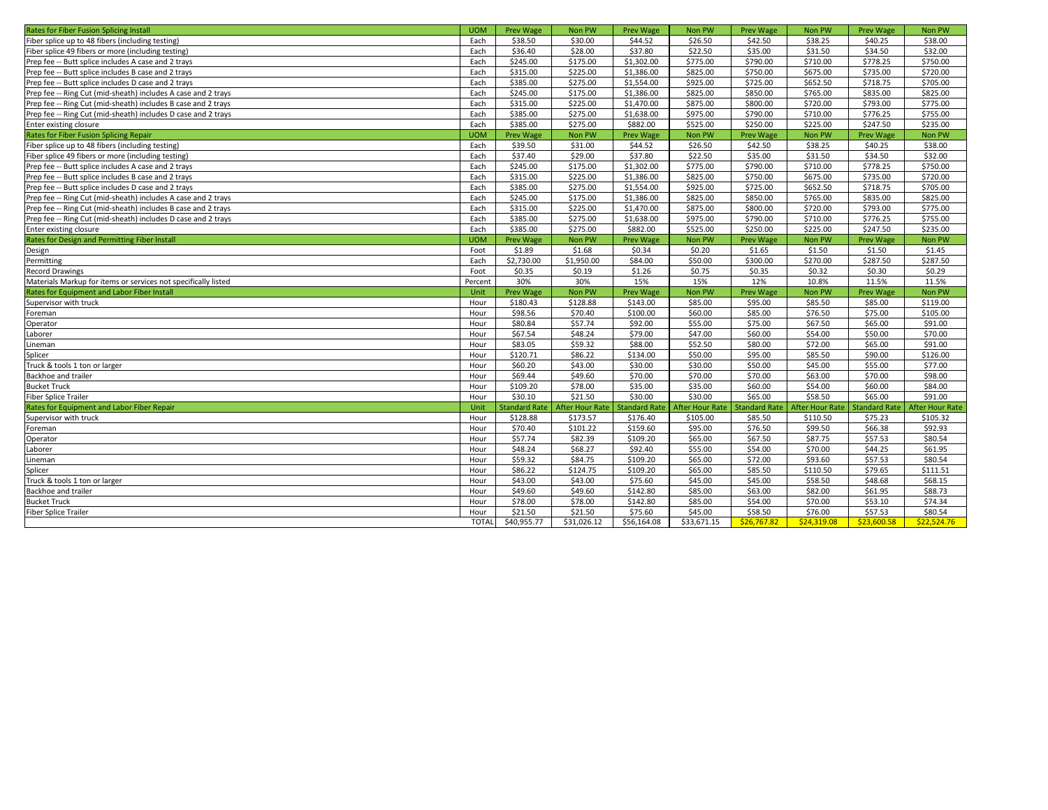| Rates for Fiber Fusion Splicing Install | UOM | Prev Wage | Non PW | Prev Wage | Non PW | Prev Wage | Non PW | Prev Wage | Non PW |
|---|---|---|---|---|---|---|---|---|---|
| Fiber splice up to 48 fibers (including testing) | Each | $38.50 | $30.00 | $44.52 | $26.50 | $42.50 | $38.25 | $40.25 | $38.00 |
| Fiber splice 49 fibers or more (including testing) | Each | $36.40 | $28.00 | $37.80 | $22.50 | $35.00 | $31.50 | $34.50 | $32.00 |
| Prep fee -- Butt splice includes A case and 2 trays | Each | $245.00 | $175.00 | $1,302.00 | $775.00 | $790.00 | $710.00 | $778.25 | $750.00 |
| Prep fee -- Butt splice includes B case and 2 trays | Each | $315.00 | $225.00 | $1,386.00 | $825.00 | $750.00 | $675.00 | $735.00 | $720.00 |
| Prep fee -- Butt splice includes D case and 2 trays | Each | $385.00 | $275.00 | $1,554.00 | $925.00 | $725.00 | $652.50 | $718.75 | $705.00 |
| Prep fee -- Ring Cut (mid-sheath) includes A case and 2 trays | Each | $245.00 | $175.00 | $1,386.00 | $825.00 | $850.00 | $765.00 | $835.00 | $825.00 |
| Prep fee -- Ring Cut (mid-sheath) includes B case and 2 trays | Each | $315.00 | $225.00 | $1,470.00 | $875.00 | $800.00 | $720.00 | $793.00 | $775.00 |
| Prep fee -- Ring Cut (mid-sheath) includes D case and 2 trays | Each | $385.00 | $275.00 | $1,638.00 | $975.00 | $790.00 | $710.00 | $776.25 | $755.00 |
| Enter existing closure | Each | $385.00 | $275.00 | $882.00 | $525.00 | $250.00 | $225.00 | $247.50 | $250.00 |
| Rates for Fiber Fusion Splicing Repair | UOM | Prev Wage | Non PW | Prev Wage | Non PW | Prev Wage | Non PW | Prev Wage | Non PW |
| Fiber splice up to 48 fibers (including testing) | Each | $39.50 | $31.00 | $44.52 | $26.50 | $42.50 | $38.25 | $40.25 | $38.00 |
| Fiber splice 49 fibers or more (including testing) | Each | $37.40 | $29.00 | $37.80 | $22.50 | $35.00 | $31.50 | $34.50 | $32.00 |
| Prep fee -- Butt splice includes A case and 2 trays | Each | $245.00 | $175.00 | $1,302.00 | $775.00 | $790.00 | $710.00 | $778.25 | $750.00 |
| Prep fee -- Butt splice includes B case and 2 trays | Each | $315.00 | $225.00 | $1,386.00 | $825.00 | $750.00 | $675.00 | $735.00 | $720.00 |
| Prep fee -- Butt splice includes D case and 2 trays | Each | $385.00 | $275.00 | $1,554.00 | $925.00 | $725.00 | $652.50 | $718.75 | $705.00 |
| Prep fee -- Ring Cut (mid-sheath) includes A case and 2 trays | Each | $245.00 | $175.00 | $1,386.00 | $825.00 | $850.00 | $765.00 | $835.00 | $825.00 |
| Prep fee -- Ring Cut (mid-sheath) includes B case and 2 trays | Each | $315.00 | $225.00 | $1,470.00 | $875.00 | $800.00 | $720.00 | $793.00 | $775.00 |
| Prep fee -- Ring Cut (mid-sheath) includes D case and 2 trays | Each | $385.00 | $275.00 | $1,638.00 | $975.00 | $790.00 | $710.00 | $776.25 | $755.00 |
| Enter existing closure | Each | $385.00 | $275.00 | $882.00 | $525.00 | $250.00 | $225.00 | $247.50 | $235.00 |
| Rates for Design and Permitting Fiber Install | UOM | Prev Wage | Non PW | Prev Wage | Non PW | Prev Wage | Non PW | Prev Wage | Non PW |
| Design | Foot | $1.89 | $1.68 | $0.34 | $0.20 | $1.65 | $1.50 | $1.50 | $1.45 |
| Permitting | Each | $2,730.00 | $1,950.00 | $84.00 | $50.00 | $300.00 | $270.00 | $287.50 | $287.50 |
| Record Drawings | Foot | $0.35 | $0.19 | $1.26 | $0.75 | $0.35 | $0.32 | $0.30 | $0.29 |
| Materials Markup for items or services not specifically listed | Percent | 30% | 30% | 15% | 15% | 12% | 10.8% | 11.5% | 11.5% |
| Rates for Equipment and Labor Fiber Install | Unit | Prev Wage | Non PW | Prev Wage | Non PW | Prev Wage | Non PW | Prev Wage | Non PW |
| Supervisor with truck | Hour | $180.43 | $128.88 | $143.00 | $85.00 | $95.00 | $85.50 | $85.00 | $119.00 |
| Foreman | Hour | $98.56 | $70.40 | $100.00 | $60.00 | $85.00 | $76.50 | $75.00 | $105.00 |
| Operator | Hour | $80.84 | $57.74 | $92.00 | $55.00 | $75.00 | $67.50 | $65.00 | $91.00 |
| Laborer | Hour | $67.54 | $48.24 | $79.00 | $47.00 | $60.00 | $54.00 | $50.00 | $70.00 |
| Lineman | Hour | $83.05 | $59.32 | $88.00 | $52.50 | $80.00 | $72.00 | $65.00 | $91.00 |
| Splicer | Hour | $120.71 | $86.22 | $134.00 | $50.00 | $95.00 | $85.50 | $90.00 | $126.00 |
| Truck & tools 1 ton or larger | Hour | $60.20 | $43.00 | $30.00 | $30.00 | $50.00 | $45.00 | $55.00 | $77.00 |
| Backhoe and trailer | Hour | $69.44 | $49.60 | $70.00 | $70.00 | $70.00 | $63.00 | $70.00 | $98.00 |
| Bucket Truck | Hour | $109.20 | $78.00 | $35.00 | $35.00 | $60.00 | $54.00 | $60.00 | $84.00 |
| Fiber Splice Trailer | Hour | $30.10 | $21.50 | $30.00 | $30.00 | $65.00 | $58.50 | $65.00 | $91.00 |
| Rates for Equipment and Labor Fiber Repair | Unit | Standard Rate | After Hour Rate | Standard Rate | After Hour Rate | Standard Rate | After Hour Rate | Standard Rate | After Hour Rate |
| Supervisor with truck | Hour | $128.88 | $173.57 | $176.40 | $105.00 | $85.50 | $110.50 | $75.23 | $105.32 |
| Foreman | Hour | $70.40 | $101.22 | $159.60 | $95.00 | $76.50 | $99.50 | $66.38 | $92.93 |
| Operator | Hour | $57.74 | $82.39 | $109.20 | $65.00 | $67.50 | $87.75 | $57.53 | $80.54 |
| Laborer | Hour | $48.24 | $68.27 | $92.40 | $55.00 | $54.00 | $70.00 | $44.25 | $61.95 |
| Lineman | Hour | $59.32 | $84.75 | $109.20 | $65.00 | $72.00 | $93.60 | $57.53 | $80.54 |
| Splicer | Hour | $86.22 | $124.75 | $109.20 | $65.00 | $85.50 | $110.50 | $79.65 | $111.51 |
| Truck & tools 1 ton or larger | Hour | $43.00 | $43.00 | $75.60 | $45.00 | $45.00 | $58.50 | $48.68 | $68.15 |
| Backhoe and trailer | Hour | $49.60 | $49.60 | $142.80 | $85.00 | $63.00 | $82.00 | $61.95 | $88.73 |
| Bucket Truck | Hour | $78.00 | $78.00 | $142.80 | $85.00 | $54.00 | $70.00 | $53.10 | $74.34 |
| Fiber Splice Trailer | Hour | $21.50 | $21.50 | $75.60 | $45.00 | $58.50 | $76.00 | $57.53 | $80.54 |
| | TOTAL | $40,955.77 | $31,026.12 | $56,164.08 | $33,671.15 | $26,767.82 | $24,319.08 | $23,600.58 | $22,524.76 |